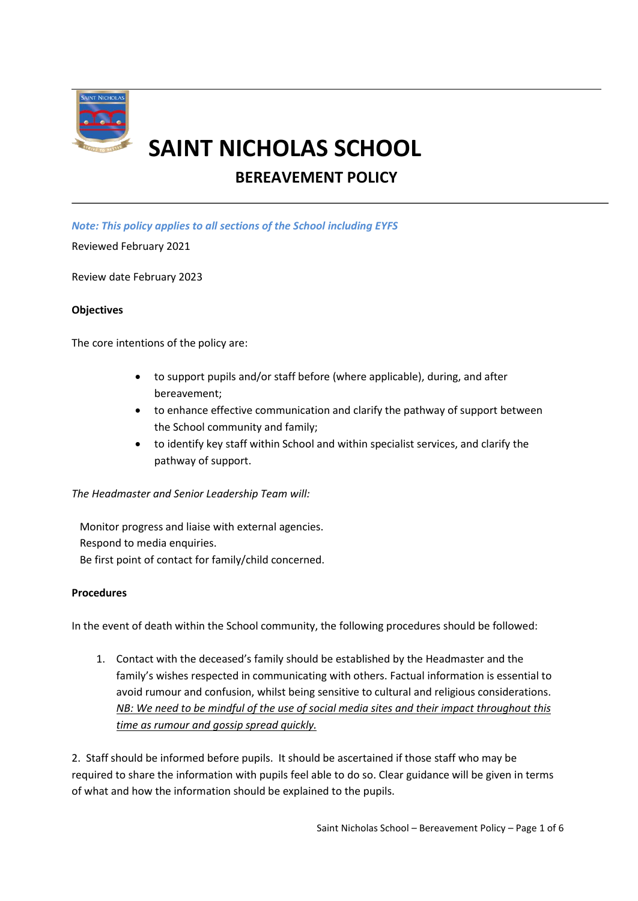# SAINT NICHOLAS SCHOOL

## BEREAVEMENT POLICY

***Note: This policy applies to all sections of the School including EYFS***

Reviewed February 2021

Review date February 2023

**Objectives**

The core intentions of the policy are:

- to support pupils and/or staff before (where applicable), during, and after bereavement;
- to enhance effective communication and clarify the pathway of support between the School community and family;
- to identify key staff within School and within specialist services, and clarify the pathway of support.

*The Headmaster and Senior Leadership Team will:*

Monitor progress and liaise with external agencies.
Respond to media enquiries.
Be first point of contact for family/child concerned.

**Procedures**

In the event of death within the School community, the following procedures should be followed:

1. Contact with the deceased's family should be established by the Headmaster and the family's wishes respected in communicating with others. Factual information is essential to avoid rumour and confusion, whilst being sensitive to cultural and religious considerations. *NB: We need to be mindful of the use of social media sites and their impact throughout this time as rumour and gossip spread quickly.*

2. Staff should be informed before pupils. It should be ascertained if those staff who may be required to share the information with pupils feel able to do so. Clear guidance will be given in terms of what and how the information should be explained to the pupils.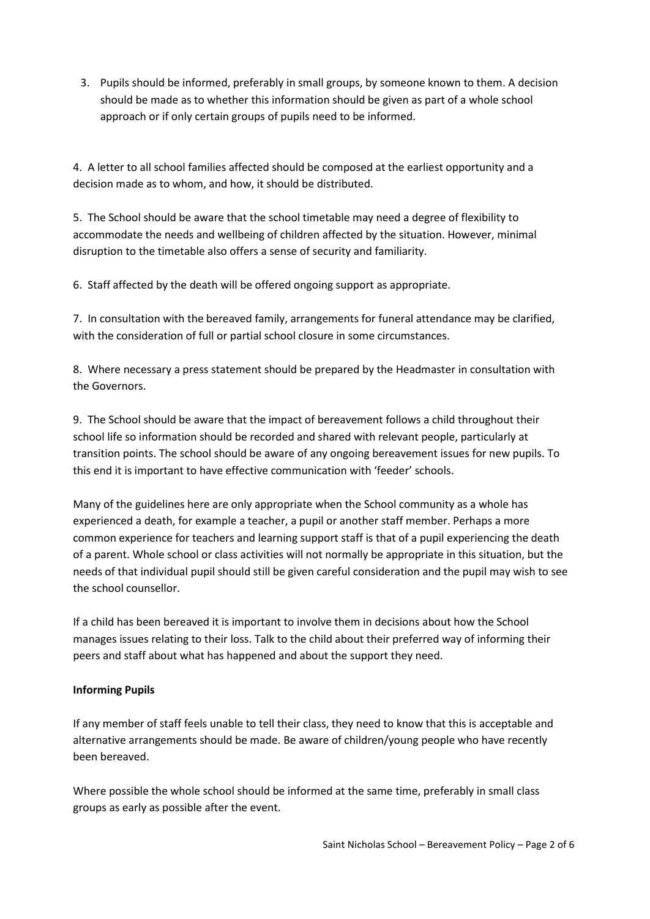3. Pupils should be informed, preferably in small groups, by someone known to them. A decision should be made as to whether this information should be given as part of a whole school approach or if only certain groups of pupils need to be informed.

4. A letter to all school families affected should be composed at the earliest opportunity and a decision made as to whom, and how, it should be distributed.

5. The School should be aware that the school timetable may need a degree of flexibility to accommodate the needs and wellbeing of children affected by the situation. However, minimal disruption to the timetable also offers a sense of security and familiarity.

6. Staff affected by the death will be offered ongoing support as appropriate.

7. In consultation with the bereaved family, arrangements for funeral attendance may be clarified, with the consideration of full or partial school closure in some circumstances.

8. Where necessary a press statement should be prepared by the Headmaster in consultation with the Governors.

9. The School should be aware that the impact of bereavement follows a child throughout their school life so information should be recorded and shared with relevant people, particularly at transition points. The school should be aware of any ongoing bereavement issues for new pupils. To this end it is important to have effective communication with 'feeder' schools.

Many of the guidelines here are only appropriate when the School community as a whole has experienced a death, for example a teacher, a pupil or another staff member. Perhaps a more common experience for teachers and learning support staff is that of a pupil experiencing the death of a parent. Whole school or class activities will not normally be appropriate in this situation, but the needs of that individual pupil should still be given careful consideration and the pupil may wish to see the school counsellor.

If a child has been bereaved it is important to involve them in decisions about how the School manages issues relating to their loss. Talk to the child about their preferred way of informing their peers and staff about what has happened and about the support they need.

**Informing Pupils**

If any member of staff feels unable to tell their class, they need to know that this is acceptable and alternative arrangements should be made. Be aware of children/young people who have recently been bereaved.

Where possible the whole school should be informed at the same time, preferably in small class groups as early as possible after the event.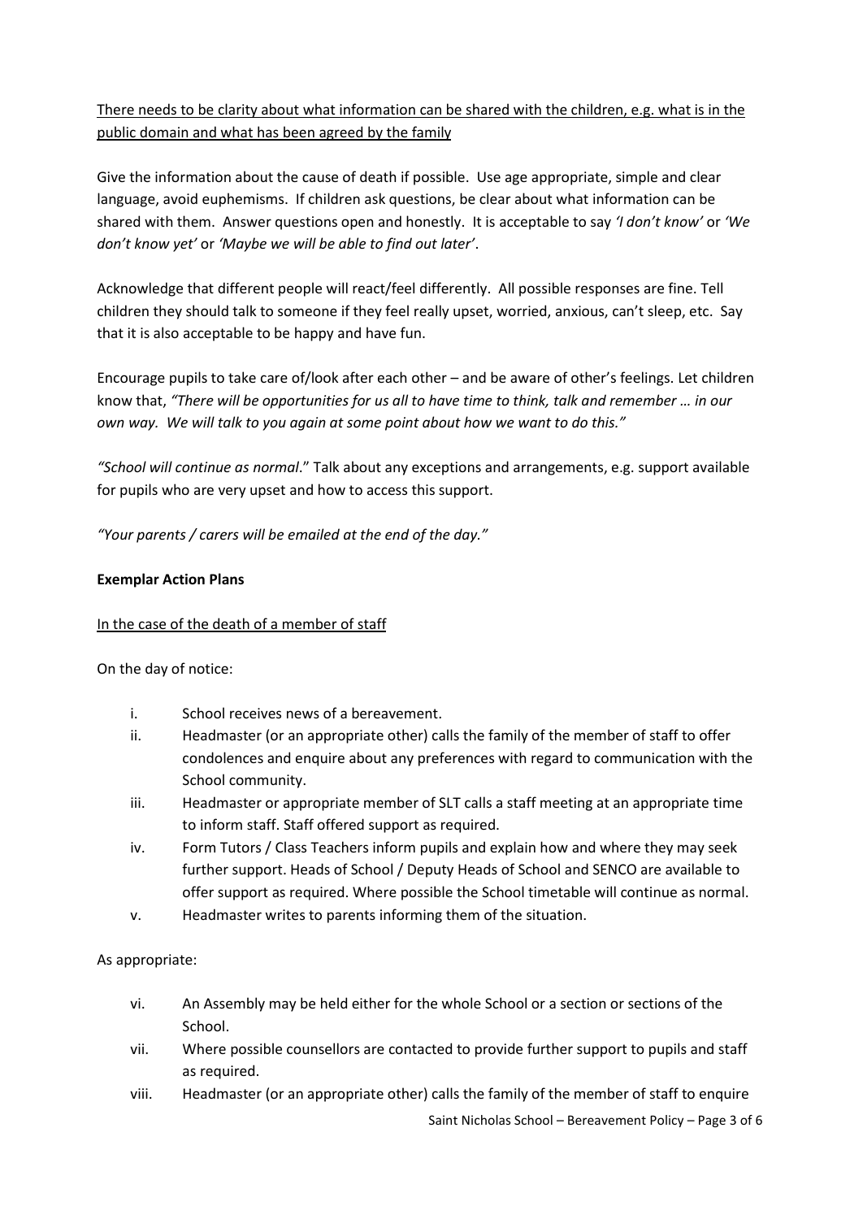<u>There needs to be clarity about what information can be shared with the children, e.g. what is in the public domain and what has been agreed by the family</u>

Give the information about the cause of death if possible. Use age appropriate, simple and clear language, avoid euphemisms. If children ask questions, be clear about what information can be shared with them. Answer questions open and honestly. It is acceptable to say *'I don't know'* or *'We don't know yet'* or *'Maybe we will be able to find out later'*.

Acknowledge that different people will react/feel differently. All possible responses are fine. Tell children they should talk to someone if they feel really upset, worried, anxious, can't sleep, etc. Say that it is also acceptable to be happy and have fun.

Encourage pupils to take care of/look after each other – and be aware of other's feelings. Let children know that, *"There will be opportunities for us all to have time to think, talk and remember … in our own way. We will talk to you again at some point about how we want to do this."*

*"School will continue as normal*." Talk about any exceptions and arrangements, e.g. support available for pupils who are very upset and how to access this support.

*"Your parents / carers will be emailed at the end of the day."*

**Exemplar Action Plans**

<u>In the case of the death of a member of staff</u>

On the day of notice:

i. School receives news of a bereavement.
ii. Headmaster (or an appropriate other) calls the family of the member of staff to offer condolences and enquire about any preferences with regard to communication with the School community.
iii. Headmaster or appropriate member of SLT calls a staff meeting at an appropriate time to inform staff. Staff offered support as required.
iv. Form Tutors / Class Teachers inform pupils and explain how and where they may seek further support. Heads of School / Deputy Heads of School and SENCO are available to offer support as required. Where possible the School timetable will continue as normal.
v. Headmaster writes to parents informing them of the situation.

As appropriate:

vi. An Assembly may be held either for the whole School or a section or sections of the School.
vii. Where possible counsellors are contacted to provide further support to pupils and staff as required.
viii. Headmaster (or an appropriate other) calls the family of the member of staff to enquire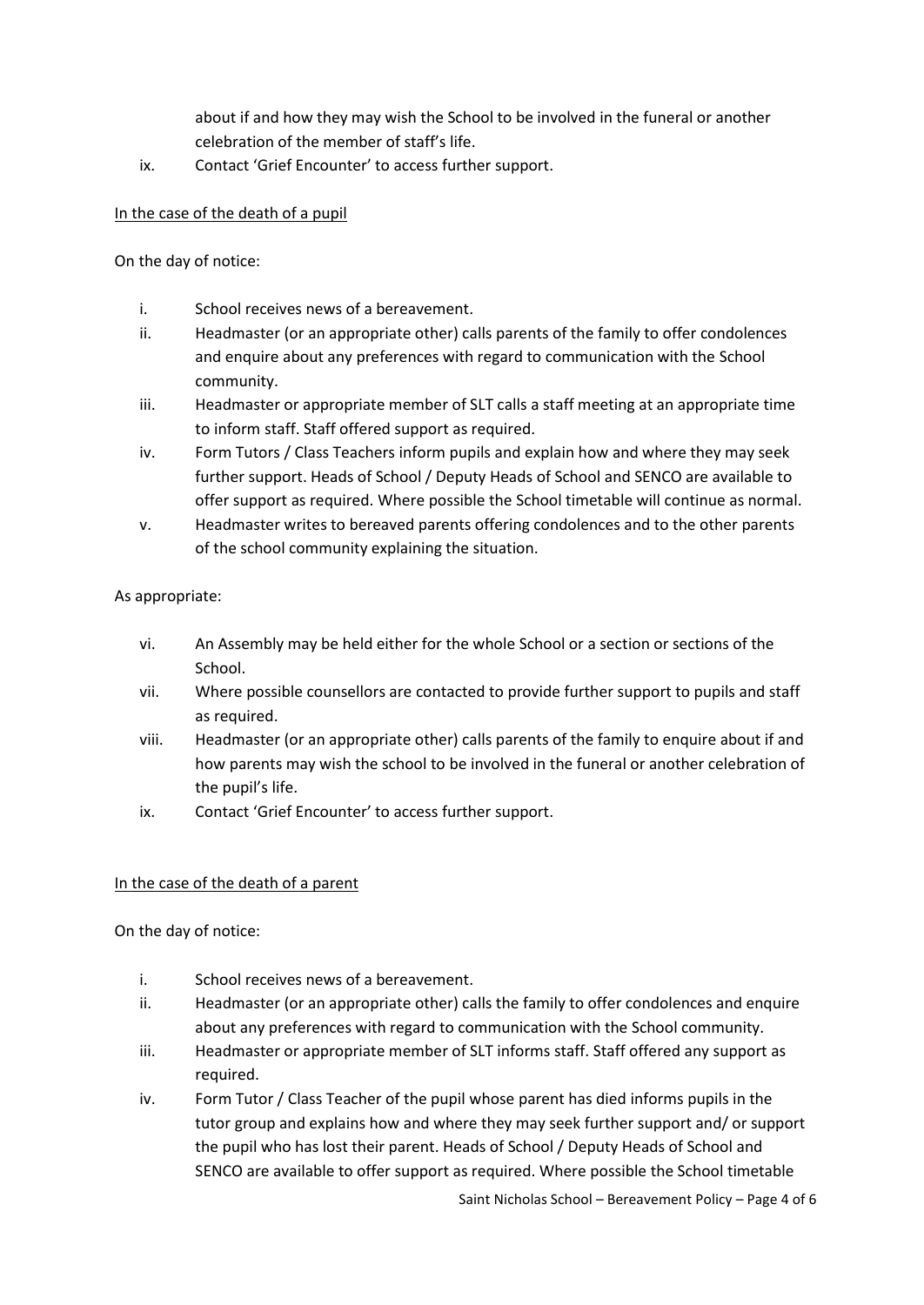about if and how they may wish the School to be involved in the funeral or another celebration of the member of staff's life.

ix. Contact 'Grief Encounter' to access further support.

<u>In the case of the death of a pupil</u>

On the day of notice:

i. School receives news of a bereavement.
ii. Headmaster (or an appropriate other) calls parents of the family to offer condolences and enquire about any preferences with regard to communication with the School community.
iii. Headmaster or appropriate member of SLT calls a staff meeting at an appropriate time to inform staff. Staff offered support as required.
iv. Form Tutors / Class Teachers inform pupils and explain how and where they may seek further support. Heads of School / Deputy Heads of School and SENCO are available to offer support as required. Where possible the School timetable will continue as normal.
v. Headmaster writes to bereaved parents offering condolences and to the other parents of the school community explaining the situation.

As appropriate:

vi. An Assembly may be held either for the whole School or a section or sections of the School.
vii. Where possible counsellors are contacted to provide further support to pupils and staff as required.
viii. Headmaster (or an appropriate other) calls parents of the family to enquire about if and how parents may wish the school to be involved in the funeral or another celebration of the pupil's life.
ix. Contact 'Grief Encounter' to access further support.

<u>In the case of the death of a parent</u>

On the day of notice:

i. School receives news of a bereavement.
ii. Headmaster (or an appropriate other) calls the family to offer condolences and enquire about any preferences with regard to communication with the School community.
iii. Headmaster or appropriate member of SLT informs staff. Staff offered any support as required.
iv. Form Tutor / Class Teacher of the pupil whose parent has died informs pupils in the tutor group and explains how and where they may seek further support and/ or support the pupil who has lost their parent. Heads of School / Deputy Heads of School and SENCO are available to offer support as required. Where possible the School timetable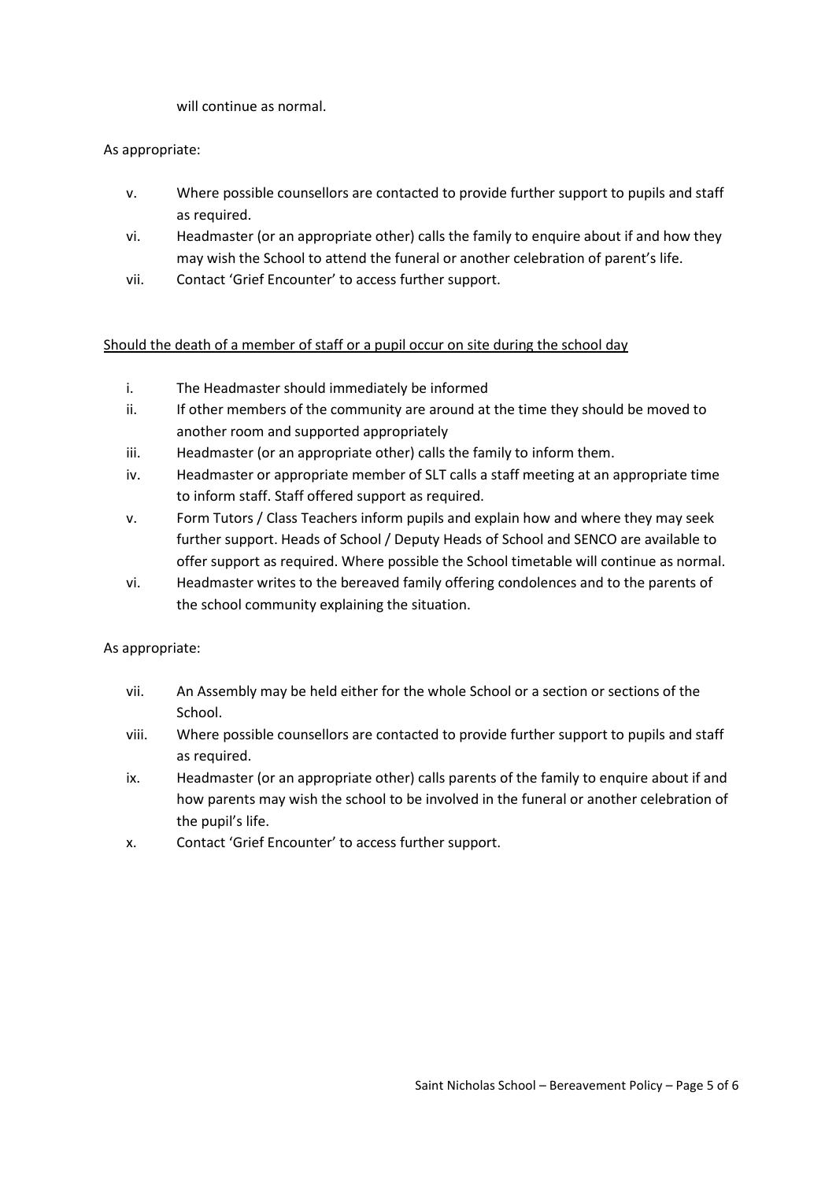will continue as normal.

As appropriate:

v. Where possible counsellors are contacted to provide further support to pupils and staff as required.
vi. Headmaster (or an appropriate other) calls the family to enquire about if and how they may wish the School to attend the funeral or another celebration of parent's life.
vii. Contact 'Grief Encounter' to access further support.

<u>Should the death of a member of staff or a pupil occur on site during the school day</u>

i. The Headmaster should immediately be informed
ii. If other members of the community are around at the time they should be moved to another room and supported appropriately
iii. Headmaster (or an appropriate other) calls the family to inform them.
iv. Headmaster or appropriate member of SLT calls a staff meeting at an appropriate time to inform staff. Staff offered support as required.
v. Form Tutors / Class Teachers inform pupils and explain how and where they may seek further support. Heads of School / Deputy Heads of School and SENCO are available to offer support as required. Where possible the School timetable will continue as normal.
vi. Headmaster writes to the bereaved family offering condolences and to the parents of the school community explaining the situation.

As appropriate:

vii. An Assembly may be held either for the whole School or a section or sections of the School.
viii. Where possible counsellors are contacted to provide further support to pupils and staff as required.
ix. Headmaster (or an appropriate other) calls parents of the family to enquire about if and how parents may wish the school to be involved in the funeral or another celebration of the pupil's life.
x. Contact 'Grief Encounter' to access further support.